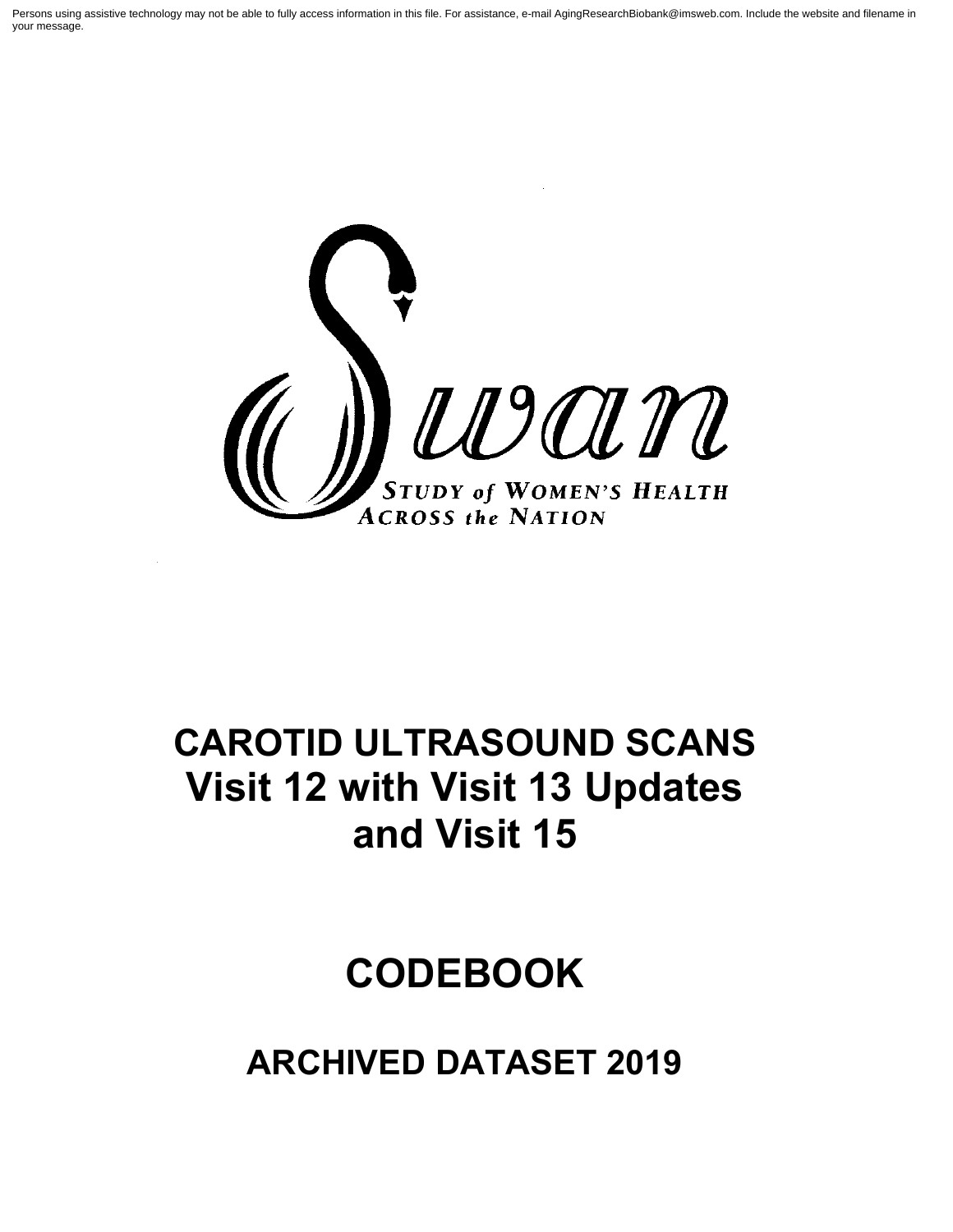Persons using assistive technology may not be able to fully access information in this file. For assistance, e-mail AgingResearchBiobank@imsweb.com. Include the website and filename in your message.

Swan

STUDY of WOMEN'S HEALTH ACROSS the NATION

# CAROTID ULTRASOUND SCANS Visit 12 with Visit 13 Updates and Visit 15

# CODEBOOK

## ARCHIVED DATASET 2019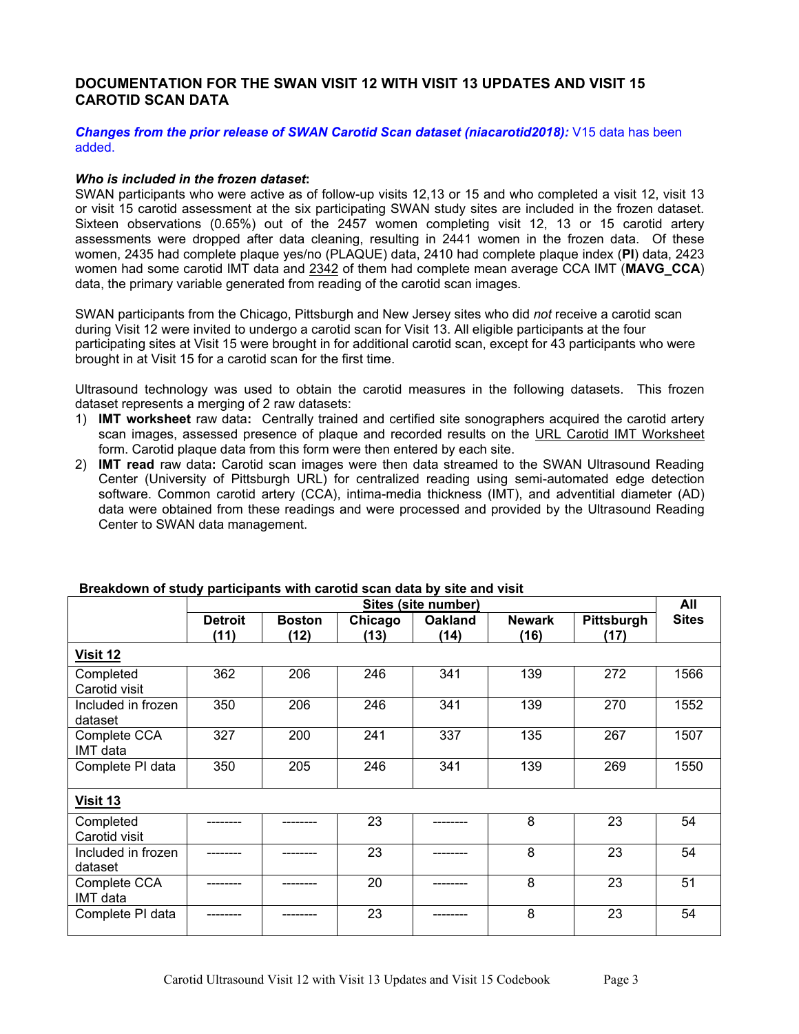## DOCUMENTATION FOR THE SWAN VISIT 12 WITH VISIT 13 UPDATES AND VISIT 15 CAROTID SCAN DATA

***Changes from the prior release of SWAN Carotid Scan dataset (niacarotid2018):*** V15 data has been added.

***Who is included in the frozen dataset*:**
SWAN participants who were active as of follow-up visits 12,13 or 15 and who completed a visit 12, visit 13 or visit 15 carotid assessment at the six participating SWAN study sites are included in the frozen dataset. Sixteen observations (0.65%) out of the 2457 women completing visit 12, 13 or 15 carotid artery assessments were dropped after data cleaning, resulting in 2441 women in the frozen data. Of these women, 2435 had complete plaque yes/no (PLAQUE) data, 2410 had complete plaque index (**PI**) data, 2423 women had some carotid IMT data and 2342 of them had complete mean average CCA IMT (**MAVG_CCA**) data, the primary variable generated from reading of the carotid scan images.

SWAN participants from the Chicago, Pittsburgh and New Jersey sites who did *not* receive a carotid scan during Visit 12 were invited to undergo a carotid scan for Visit 13. All eligible participants at the four participating sites at Visit 15 were brought in for additional carotid scan, except for 43 participants who were brought in at Visit 15 for a carotid scan for the first time.

Ultrasound technology was used to obtain the carotid measures in the following datasets. This frozen dataset represents a merging of 2 raw datasets:

1) **IMT worksheet** raw data**:** Centrally trained and certified site sonographers acquired the carotid artery scan images, assessed presence of plaque and recorded results on the URL Carotid IMT Worksheet form. Carotid plaque data from this form were then entered by each site.
2) **IMT read** raw data**:** Carotid scan images were then data streamed to the SWAN Ultrasound Reading Center (University of Pittsburgh URL) for centralized reading using semi-automated edge detection software. Common carotid artery (CCA), intima-media thickness (IMT), and adventitial diameter (AD) data were obtained from these readings and were processed and provided by the Ultrasound Reading Center to SWAN data management.

**Breakdown of study participants with carotid scan data by site and visit**

| | Sites (site number) | | | | | | All Sites |
|---|---|---|---|---|---|---|---|
| | Detroit (11) | Boston (12) | Chicago (13) | Oakland (14) | Newark (16) | Pittsburgh (17) | |
| **Visit 12** | | | | | | | |
| Completed Carotid visit | 362 | 206 | 246 | 341 | 139 | 272 | 1566 |
| Included in frozen dataset | 350 | 206 | 246 | 341 | 139 | 270 | 1552 |
| Complete CCA IMT data | 327 | 200 | 241 | 337 | 135 | 267 | 1507 |
| Complete PI data | 350 | 205 | 246 | 341 | 139 | 269 | 1550 |
| **Visit 13** | | | | | | | |
| Completed Carotid visit | -------- | -------- | 23 | -------- | 8 | 23 | 54 |
| Included in frozen dataset | -------- | -------- | 23 | -------- | 8 | 23 | 54 |
| Complete CCA IMT data | -------- | -------- | 20 | -------- | 8 | 23 | 51 |
| Complete PI data | -------- | -------- | 23 | -------- | 8 | 23 | 54 |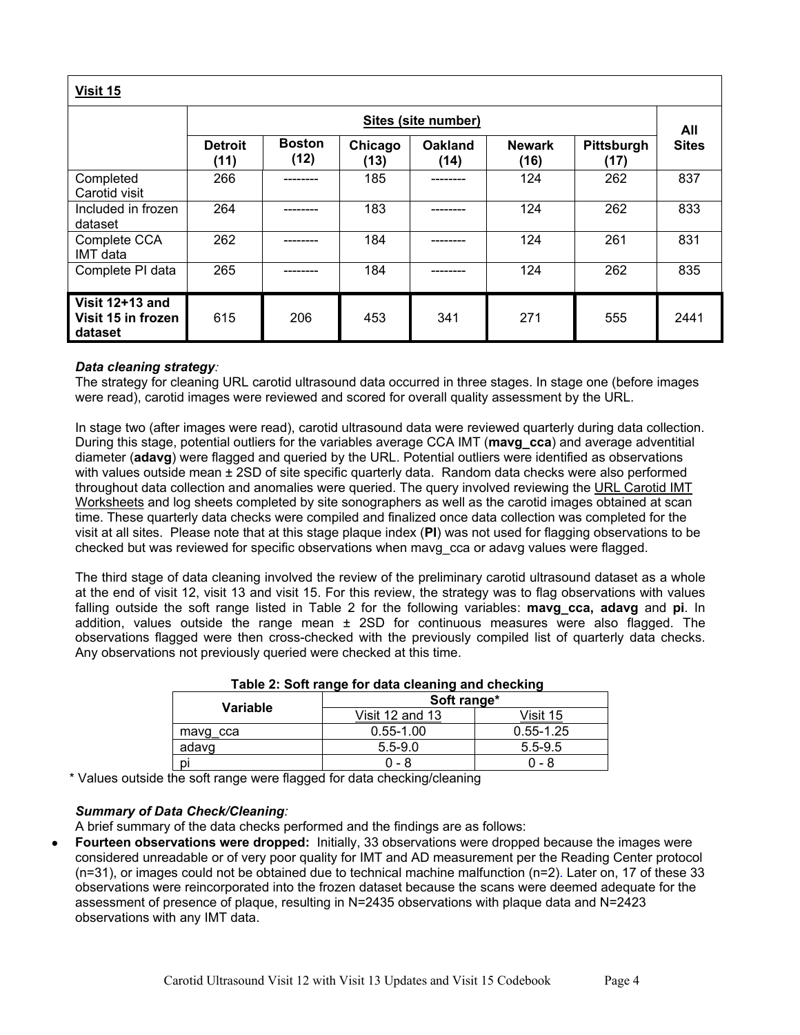| **Visit 15** | | | | | | | |
|---|---|---|---|---|---|---|---|
| | **Sites (site number)** | | | | | | **All Sites** |
| | **Detroit (11)** | **Boston (12)** | **Chicago (13)** | **Oakland (14)** | **Newark (16)** | **Pittsburgh (17)** | |
| Completed Carotid visit | 266 | -------- | 185 | -------- | 124 | 262 | 837 |
| Included in frozen dataset | 264 | -------- | 183 | -------- | 124 | 262 | 833 |
| Complete CCA IMT data | 262 | -------- | 184 | -------- | 124 | 261 | 831 |
| Complete PI data | 265 | -------- | 184 | -------- | 124 | 262 | 835 |
| **Visit 12+13 and Visit 15 in frozen dataset** | 615 | 206 | 453 | 341 | 271 | 555 | 2441 |

***Data cleaning strategy:***

The strategy for cleaning URL carotid ultrasound data occurred in three stages. In stage one (before images were read), carotid images were reviewed and scored for overall quality assessment by the URL.

In stage two (after images were read), carotid ultrasound data were reviewed quarterly during data collection. During this stage, potential outliers for the variables average CCA IMT (**mavg_cca**) and average adventitial diameter (**adavg**) were flagged and queried by the URL. Potential outliers were identified as observations with values outside mean ± 2SD of site specific quarterly data. Random data checks were also performed throughout data collection and anomalies were queried. The query involved reviewing the URL Carotid IMT Worksheets and log sheets completed by site sonographers as well as the carotid images obtained at scan time. These quarterly data checks were compiled and finalized once data collection was completed for the visit at all sites. Please note that at this stage plaque index (**PI**) was not used for flagging observations to be checked but was reviewed for specific observations when mavg_cca or adavg values were flagged.

The third stage of data cleaning involved the review of the preliminary carotid ultrasound dataset as a whole at the end of visit 12, visit 13 and visit 15. For this review, the strategy was to flag observations with values falling outside the soft range listed in Table 2 for the following variables: **mavg_cca, adavg** and **pi**. In addition, values outside the range mean ± 2SD for continuous measures were also flagged. The observations flagged were then cross-checked with the previously compiled list of quarterly data checks. Any observations not previously queried were checked at this time.

**Table 2: Soft range for data cleaning and checking**

| Variable | Soft range* | |
|---|---|---|
| | Visit 12 and 13 | Visit 15 |
| mavg_cca | 0.55-1.00 | 0.55-1.25 |
| adavg | 5.5-9.0 | 5.5-9.5 |
| pi | 0 - 8 | 0 - 8 |

\* Values outside the soft range were flagged for data checking/cleaning

***Summary of Data Check/Cleaning:***

A brief summary of the data checks performed and the findings are as follows:

- **Fourteen observations were dropped:** Initially, 33 observations were dropped because the images were considered unreadable or of very poor quality for IMT and AD measurement per the Reading Center protocol (n=31), or images could not be obtained due to technical machine malfunction (n=2). Later on, 17 of these 33 observations were reincorporated into the frozen dataset because the scans were deemed adequate for the assessment of presence of plaque, resulting in N=2435 observations with plaque data and N=2423 observations with any IMT data.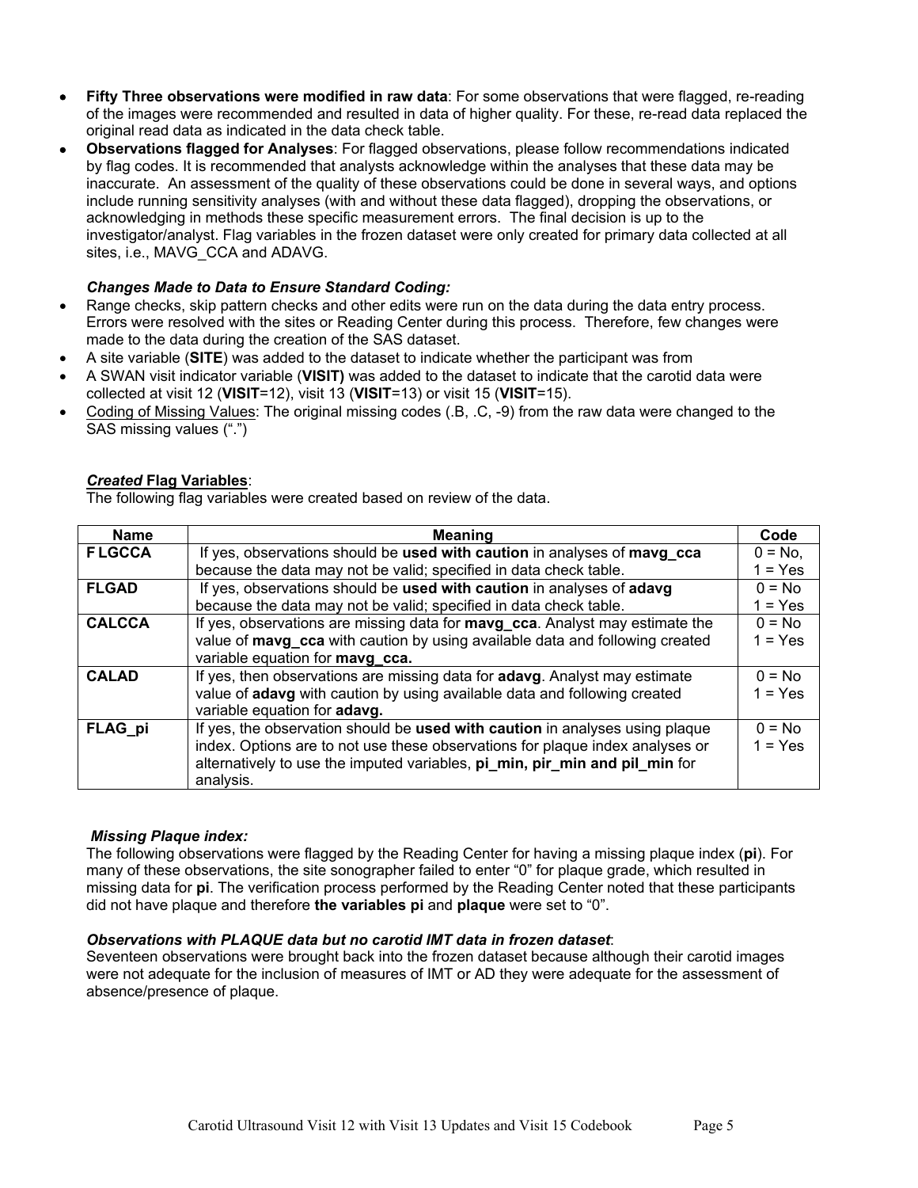- **Fifty Three observations were modified in raw data**: For some observations that were flagged, re-reading of the images were recommended and resulted in data of higher quality. For these, re-read data replaced the original read data as indicated in the data check table.
- **Observations flagged for Analyses**: For flagged observations, please follow recommendations indicated by flag codes. It is recommended that analysts acknowledge within the analyses that these data may be inaccurate. An assessment of the quality of these observations could be done in several ways, and options include running sensitivity analyses (with and without these data flagged), dropping the observations, or acknowledging in methods these specific measurement errors. The final decision is up to the investigator/analyst. Flag variables in the frozen dataset were only created for primary data collected at all sites, i.e., MAVG_CCA and ADAVG.

***Changes Made to Data to Ensure Standard Coding:***

- Range checks, skip pattern checks and other edits were run on the data during the data entry process. Errors were resolved with the sites or Reading Center during this process. Therefore, few changes were made to the data during the creation of the SAS dataset.
- A site variable (**SITE**) was added to the dataset to indicate whether the participant was from
- A SWAN visit indicator variable (**VISIT)** was added to the dataset to indicate that the carotid data were collected at visit 12 (**VISIT**=12), visit 13 (**VISIT**=13) or visit 15 (**VISIT**=15).
- Coding of Missing Values: The original missing codes (.B, .C, -9) from the raw data were changed to the SAS missing values (".")

***Created* Flag Variables**:

The following flag variables were created based on review of the data.

| Name | Meaning | Code |
|---|---|---|
| **F LGCCA** | If yes, observations should be **used with caution** in analyses of **mavg_cca** because the data may not be valid; specified in data check table. | 0 = No, 1 = Yes |
| **FLGAD** | If yes, observations should be **used with caution** in analyses of **adavg** because the data may not be valid; specified in data check table. | 0 = No 1 = Yes |
| **CALCCA** | If yes, observations are missing data for **mavg_cca**. Analyst may estimate the value of **mavg_cca** with caution by using available data and following created variable equation for **mavg_cca.** | 0 = No 1 = Yes |
| **CALAD** | If yes, then observations are missing data for **adavg**. Analyst may estimate value of **adavg** with caution by using available data and following created variable equation for **adavg.** | 0 = No 1 = Yes |
| **FLAG_pi** | If yes, the observation should be **used with caution** in analyses using plaque index. Options are to not use these observations for plaque index analyses or alternatively to use the imputed variables, **pi_min, pir_min and pil_min** for analysis. | 0 = No 1 = Yes |

***Missing Plaque index:***

The following observations were flagged by the Reading Center for having a missing plaque index (**pi**). For many of these observations, the site sonographer failed to enter "0" for plaque grade, which resulted in missing data for **pi**. The verification process performed by the Reading Center noted that these participants did not have plaque and therefore **the variables pi** and **plaque** were set to "0".

***Observations with PLAQUE data but no carotid IMT data in frozen dataset***:

Seventeen observations were brought back into the frozen dataset because although their carotid images were not adequate for the inclusion of measures of IMT or AD they were adequate for the assessment of absence/presence of plaque.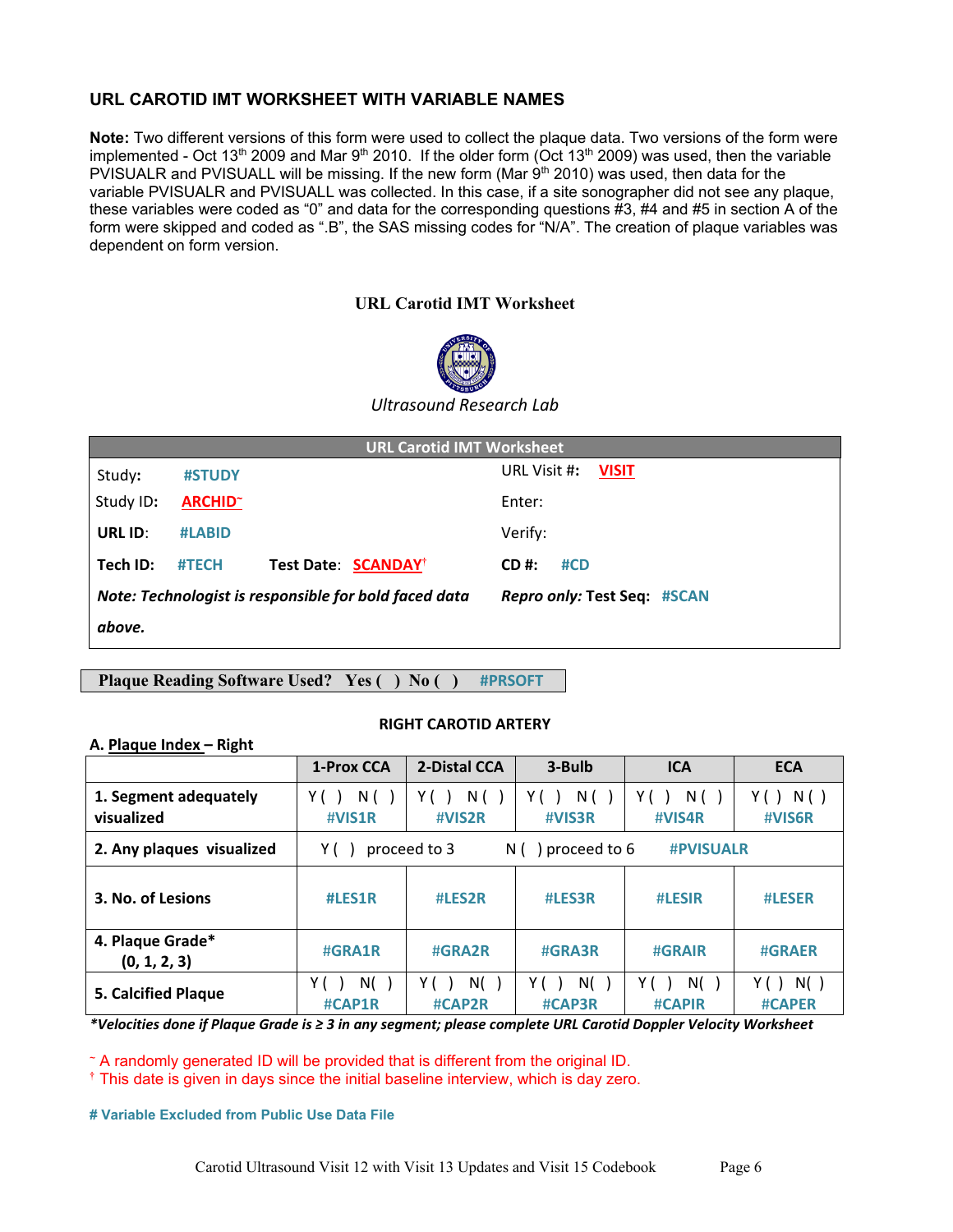## URL CAROTID IMT WORKSHEET WITH VARIABLE NAMES

**Note:** Two different versions of this form were used to collect the plaque data. Two versions of the form were implemented - Oct 13th 2009 and Mar 9th 2010. If the older form (Oct 13th 2009) was used, then the variable PVISUALR and PVISUALL will be missing. If the new form (Mar 9th 2010) was used, then data for the variable PVISUALR and PVISUALL was collected. In this case, if a site sonographer did not see any plaque, these variables were coded as "0" and data for the corresponding questions #3, #4 and #5 in section A of the form were skipped and coded as ".B", the SAS missing codes for "N/A". The creation of plaque variables was dependent on form version.

### URL Carotid IMT Worksheet

*Ultrasound Research Lab*

| URL Carotid IMT Worksheet | |
|---|---|
| Study: #STUDY | URL Visit #: VISIT |
| Study ID: ARCHID~ | Enter: |
| URL ID: #LABID | Verify: |
| Tech ID: #TECH Test Date: SCANDAY† | CD #: #CD |
| *Note: Technologist is responsible for bold faced data above.* | *Repro only:* Test Seq: #SCAN |

**Plaque Reading Software Used? Yes ( ) No ( ) #PRSOFT**

**RIGHT CAROTID ARTERY**

**A. Plaque Index – Right**

| | 1-Prox CCA | 2-Distal CCA | 3-Bulb | ICA | ECA |
|---|---|---|---|---|---|
| 1. Segment adequately visualized | Y ( ) N ( ) #VIS1R | Y ( ) N ( ) #VIS2R | Y ( ) N ( ) #VIS3R | Y ( ) N ( ) #VIS4R | Y ( ) N ( ) #VIS6R |
| 2. Any plaques visualized | Y ( ) proceed to 3 | N ( ) proceed to 6 | #PVISUALR | | |
| 3. No. of Lesions | #LES1R | #LES2R | #LES3R | #LESIR | #LESER |
| 4. Plaque Grade* (0, 1, 2, 3) | #GRA1R | #GRA2R | #GRA3R | #GRAIR | #GRAER |
| 5. Calcified Plaque | Y ( ) N( ) #CAP1R | Y ( ) N( ) #CAP2R | Y ( ) N( ) #CAP3R | Y ( ) N( ) #CAPIR | Y ( ) N( ) #CAPER |

*\*Velocities done if Plaque Grade is ≥ 3 in any segment; please complete URL Carotid Doppler Velocity Worksheet*

~ A randomly generated ID will be provided that is different from the original ID.
† This date is given in days since the initial baseline interview, which is day zero.

**# Variable Excluded from Public Use Data File**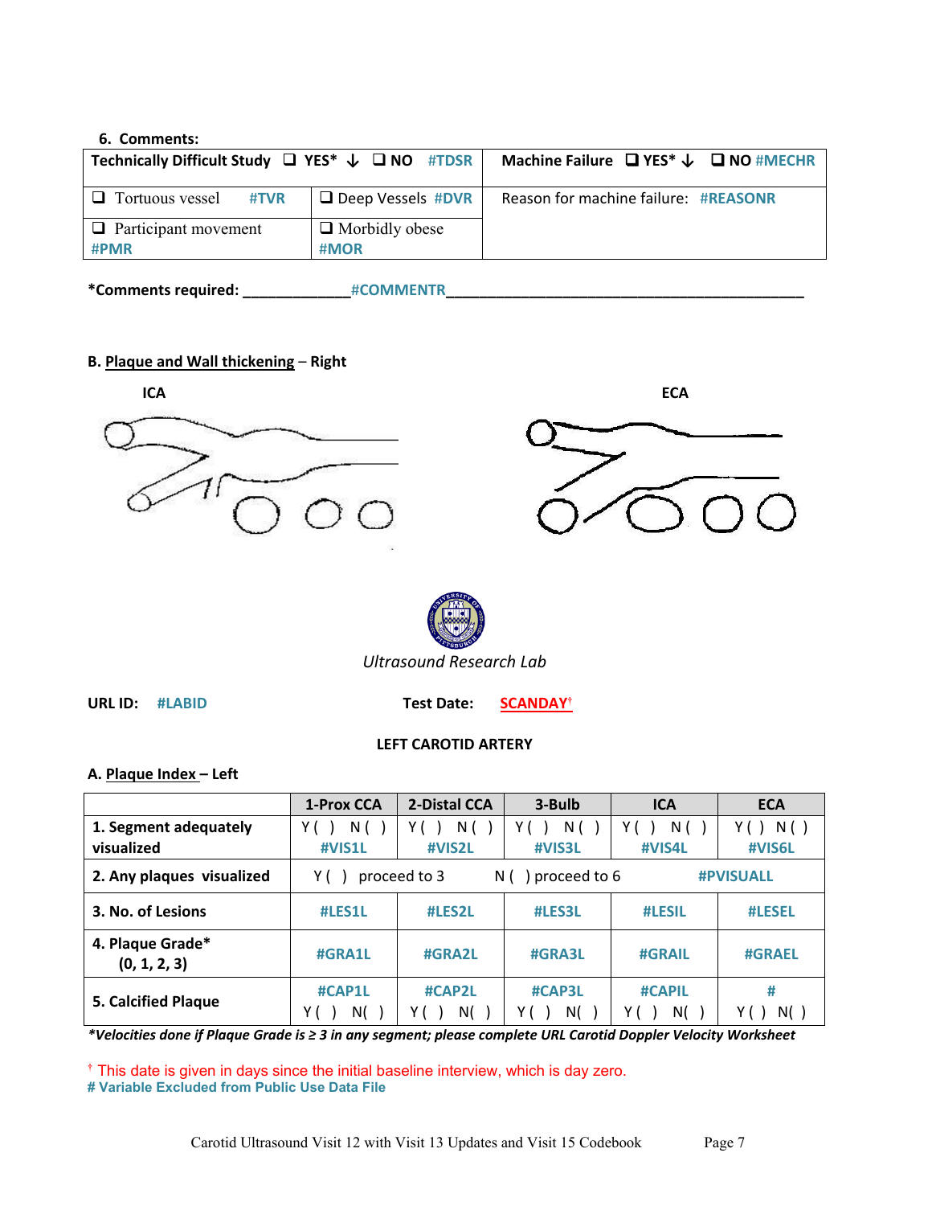**6. Comments:**

| **Technically Difficult Study** ❑ **YES*** ↓ ❑ **NO** #TDSR | | **Machine Failure** ❑ **YES*** ↓ ❑ **NO** #MECHR |
|---|---|---|
| ❑ Tortuous vessel #TVR | ❑ Deep Vessels #DVR | Reason for machine failure: #REASONR |
| ❑ Participant movement #PMR | ❑ Morbidly obese #MOR | |

**\*Comments required:** ______________#COMMENTR_______________________________________________

**B. Plaque and Wall thickening – Right**

**ICA** **ECA**

Ultrasound Research Lab

**URL ID:** #LABID **Test Date:** SCANDAY†

**LEFT CAROTID ARTERY**

**A. Plaque Index – Left**

| | **1-Prox CCA** | **2-Distal CCA** | **3-Bulb** | **ICA** | **ECA** |
|---|---|---|---|---|---|
| **1. Segment adequately visualized** | Y ( ) N ( ) #VIS1L | Y ( ) N ( ) #VIS2L | Y ( ) N ( ) #VIS3L | Y ( ) N ( ) #VIS4L | Y ( ) N ( ) #VIS6L |
| **2. Any plaques visualized** | Y ( ) proceed to 3 | | N ( ) proceed to 6 | | #PVISUALL |
| **3. No. of Lesions** | #LES1L | #LES2L | #LES3L | #LESIL | #LESEL |
| **4. Plaque Grade*** (0, 1, 2, 3) | #GRA1L | #GRA2L | #GRA3L | #GRAIL | #GRAEL |
| **5. Calcified Plaque** | #CAP1L Y ( ) N( ) | #CAP2L Y ( ) N( ) | #CAP3L Y ( ) N( ) | #CAPIL Y ( ) N( ) | # Y ( ) N( ) |

***Velocities done if Plaque Grade is ≥ 3 in any segment; please complete URL Carotid Doppler Velocity Worksheet***

† This date is given in days since the initial baseline interview, which is day zero.
**# Variable Excluded from Public Use Data File**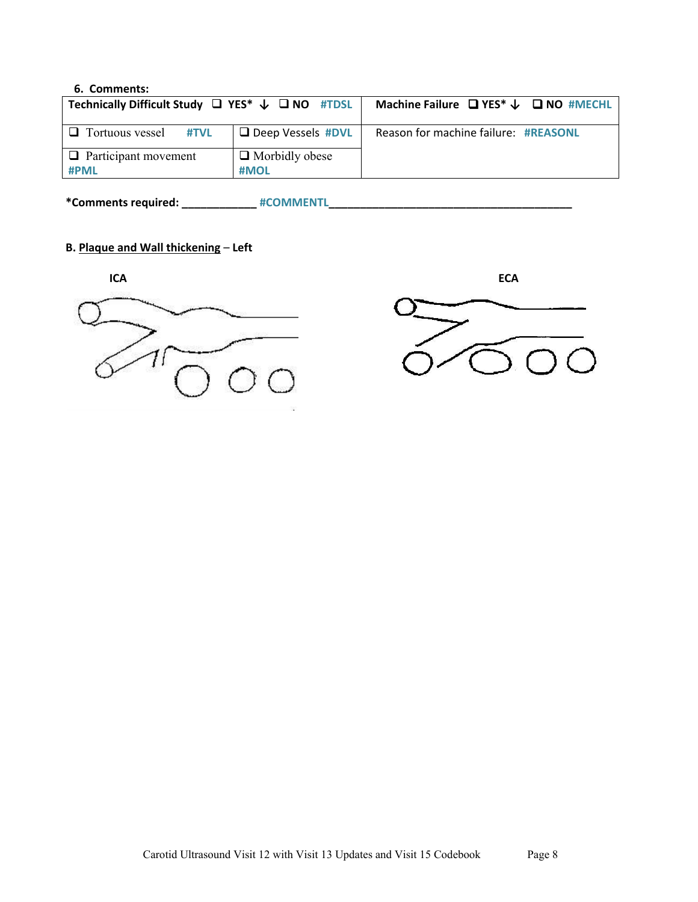### 6. Comments:

| Technically Difficult Study ❑ YES* ↓ ❑ NO #TDSL | | Machine Failure ❑ YES* ↓ ❑ NO #MECHL |
|---|---|---|
| ❑ Tortuous vessel #TVL | ❑ Deep Vessels #DVL | Reason for machine failure: #REASONL |
| ❑ Participant movement #PML | ❑ Morbidly obese #MOL | |

**\*Comments required: ____________ #COMMENTL________________________________________**

**B. Plaque and Wall thickening – Left**

**ICA**

**ECA**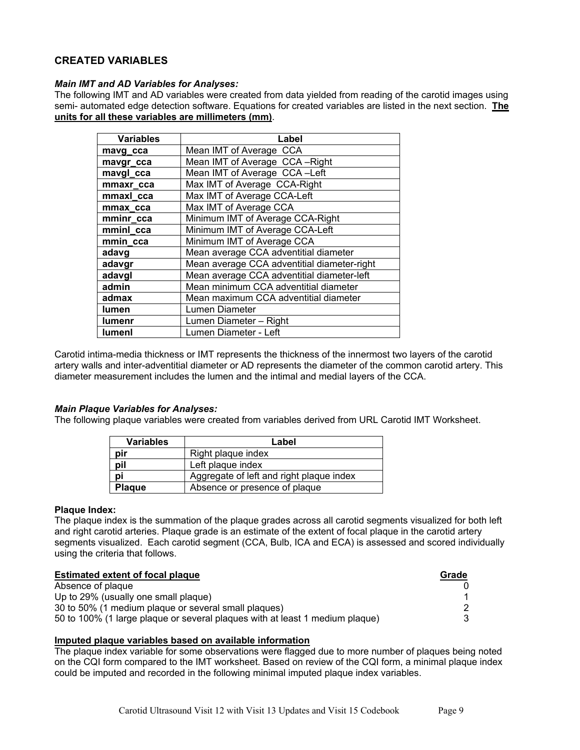## CREATED VARIABLES

### *Main IMT and AD Variables for Analyses:*

The following IMT and AD variables were created from data yielded from reading of the carotid images using semi- automated edge detection software. Equations for created variables are listed in the next section. **The units for all these variables are millimeters (mm)**.

| Variables | Label |
|---|---|
| **mavg_cca** | Mean IMT of Average CCA |
| **mavgr_cca** | Mean IMT of Average CCA –Right |
| **mavgl_cca** | Mean IMT of Average CCA –Left |
| **mmaxr_cca** | Max IMT of Average CCA-Right |
| **mmaxl_cca** | Max IMT of Average CCA-Left |
| **mmax_cca** | Max IMT of Average CCA |
| **mminr_cca** | Minimum IMT of Average CCA-Right |
| **mminl_cca** | Minimum IMT of Average CCA-Left |
| **mmin_cca** | Minimum IMT of Average CCA |
| **adavg** | Mean average CCA adventitial diameter |
| **adavgr** | Mean average CCA adventitial diameter-right |
| **adavgl** | Mean average CCA adventitial diameter-left |
| **admin** | Mean minimum CCA adventitial diameter |
| **admax** | Mean maximum CCA adventitial diameter |
| **lumen** | Lumen Diameter |
| **lumenr** | Lumen Diameter – Right |
| **lumenl** | Lumen Diameter - Left |

Carotid intima-media thickness or IMT represents the thickness of the innermost two layers of the carotid artery walls and inter-adventitial diameter or AD represents the diameter of the common carotid artery. This diameter measurement includes the lumen and the intimal and medial layers of the CCA.

### *Main Plaque Variables for Analyses:*

The following plaque variables were created from variables derived from URL Carotid IMT Worksheet.

| Variables | Label |
|---|---|
| **pir** | Right plaque index |
| **pil** | Left plaque index |
| **pi** | Aggregate of left and right plaque index |
| **Plaque** | Absence or presence of plaque |

**Plaque Index:**

The plaque index is the summation of the plaque grades across all carotid segments visualized for both left and right carotid arteries. Plaque grade is an estimate of the extent of focal plaque in the carotid artery segments visualized. Each carotid segment (CCA, Bulb, ICA and ECA) is assessed and scored individually using the criteria that follows.

| **Estimated extent of focal plaque** | **Grade** |
|---|---|
| Absence of plaque | 0 |
| Up to 29% (usually one small plaque) | 1 |
| 30 to 50% (1 medium plaque or several small plaques) | 2 |
| 50 to 100% (1 large plaque or several plaques with at least 1 medium plaque) | 3 |

**Imputed plaque variables based on available information**

The plaque index variable for some observations were flagged due to more number of plaques being noted on the CQI form compared to the IMT worksheet. Based on review of the CQI form, a minimal plaque index could be imputed and recorded in the following minimal imputed plaque index variables.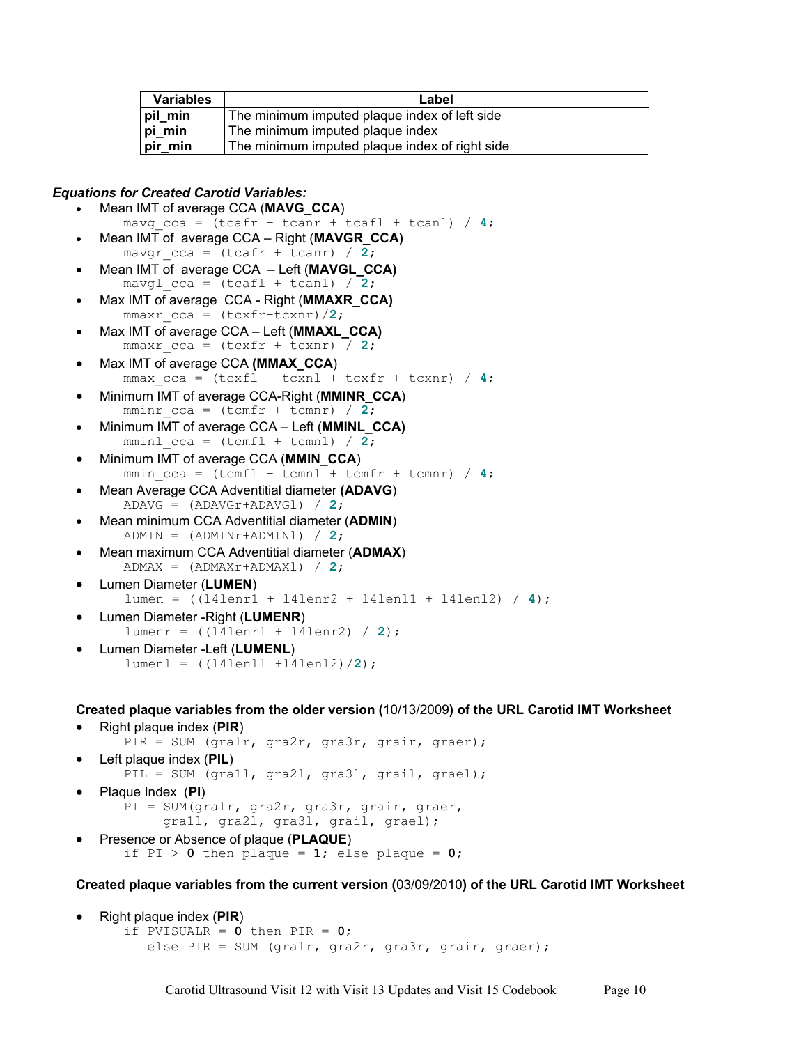| Variables | Label |
|---|---|
| **pil_min** | The minimum imputed plaque index of left side |
| **pi_min** | The minimum imputed plaque index |
| **pir_min** | The minimum imputed plaque index of right side |

***Equations for Created Carotid Variables:***

- Mean IMT of average CCA (**MAVG_CCA**)
  ```
  mavg_cca = (tcafr + tcanr + tcafl + tcanl) / 4;
  ```
- Mean IMT of average CCA – Right (**MAVGR_CCA)**
  ```
  mavgr_cca = (tcafr + tcanr) / 2;
  ```
- Mean IMT of average CCA – Left (**MAVGL_CCA)**
  ```
  mavgl_cca = (tcafl + tcanl) / 2;
  ```
- Max IMT of average CCA - Right (**MMAXR_CCA)**
  ```
  mmaxr_cca = (tcxfr+tcxnr)/2;
  ```
- Max IMT of average CCA – Left (**MMAXL_CCA)**
  ```
  mmaxr_cca = (tcxfr + tcxnr) / 2;
  ```
- Max IMT of average CCA **(MMAX_CCA**)
  ```
  mmax_cca = (tcxfl + tcxnl + tcxfr + tcxnr) / 4;
  ```
- Minimum IMT of average CCA-Right (**MMINR_CCA**)
  ```
  mminr_cca = (tcmfr + tcmnr) / 2;
  ```
- Minimum IMT of average CCA – Left (**MMINL_CCA)**
  ```
  mminl_cca = (tcmfl + tcmnl) / 2;
  ```
- Minimum IMT of average CCA (**MMIN_CCA**)
  ```
  mmin_cca = (tcmfl + tcmnl + tcmfr + tcmnr) / 4;
  ```
- Mean Average CCA Adventitial diameter **(ADAVG**)
  ```
  ADAVG = (ADAVGr+ADAVGl) / 2;
  ```
- Mean minimum CCA Adventitial diameter (**ADMIN**)
  ```
  ADMIN = (ADMINr+ADMINl) / 2;
  ```
- Mean maximum CCA Adventitial diameter (**ADMAX**)
  ```
  ADMAX = (ADMAXr+ADMAXl) / 2;
  ```
- Lumen Diameter (**LUMEN**)
  ```
  lumen = ((l4lenr1 + l4lenr2 + l4lenl1 + l4lenl2) / 4);
  ```
- Lumen Diameter -Right (**LUMENR**)
  ```
  lumenr = ((l4lenr1 + l4lenr2) / 2);
  ```
- Lumen Diameter -Left (**LUMENL**)
  ```
  lumenl = ((l4lenl1 +l4lenl2)/2);
  ```

**Created plaque variables from the older version (**10/13/2009**) of the URL Carotid IMT Worksheet**

- Right plaque index (**PIR**)
  ```
  PIR = SUM (gra1r, gra2r, gra3r, grair, graer);
  ```
- Left plaque index (**PIL**)
  ```
  PIL = SUM (gra1l, gra2l, gra3l, grail, grael);
  ```
- Plaque Index (**PI**)
  ```
  PI = SUM(gra1r, gra2r, gra3r, grair, graer,
       gra1l, gra2l, gra3l, grail, grael);
  ```
- Presence or Absence of plaque (**PLAQUE**)
  ```
  if PI > 0 then plaque = 1; else plaque = 0;
  ```

**Created plaque variables from the current version (**03/09/2010**) of the URL Carotid IMT Worksheet**

- Right plaque index (**PIR**)
  ```
  if PVISUALR = 0 then PIR = 0;
     else PIR = SUM (gra1r, gra2r, gra3r, grair, graer);
  ```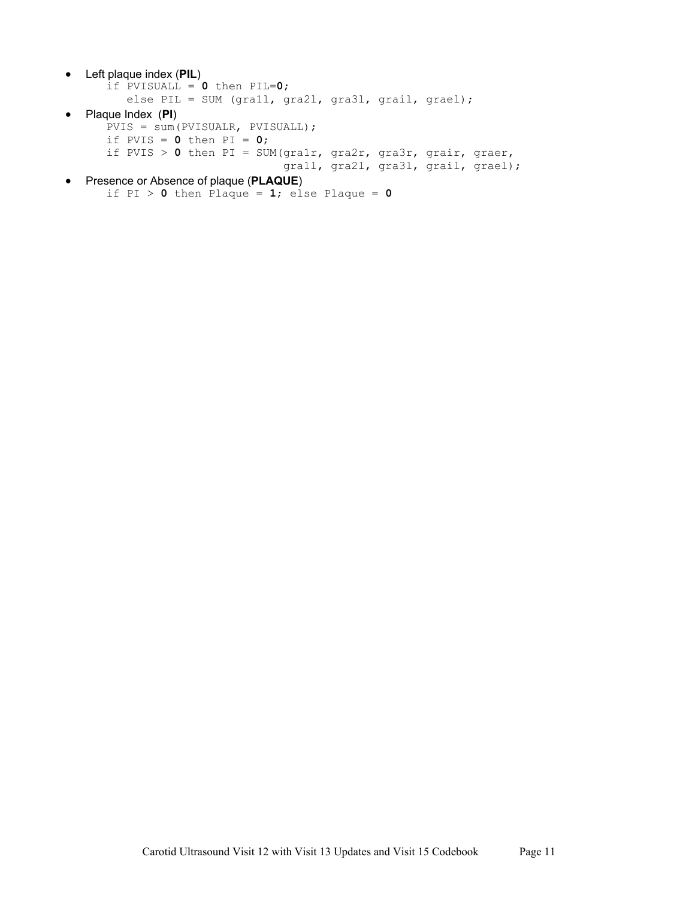- Left plaque index (**PIL**)

```
if PVISUALL = 0 then PIL=0;
   else PIL = SUM (gra1l, gra2l, gra3l, grail, grael);
```

- Plaque Index (**PI**)

```
PVIS = sum(PVISUALR, PVISUALL);
if PVIS = 0 then PI = 0;
if PVIS > 0 then PI = SUM(gra1r, gra2r, gra3r, grair, graer,
                          gra1l, gra2l, gra3l, grail, grael);
```

- Presence or Absence of plaque (**PLAQUE**)

```
if PI > 0 then Plaque = 1; else Plaque = 0
```